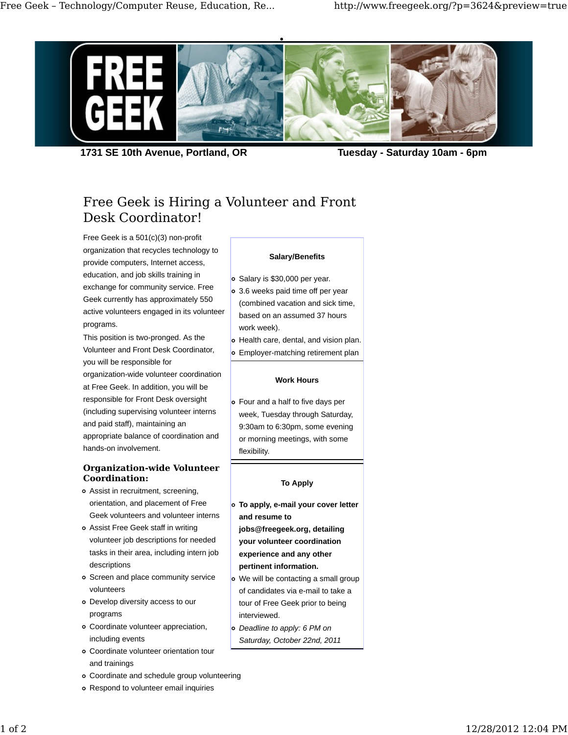1731 SE 10th Avenue, Portland, OR

Tuesday - Saturday 10am - 6pm

# Free Geek is Hiring a Volunteer and Front Desk Coordinator!

Free Geek is a 501(c)(3) non-profit organization that recycles technology to provide computers, Internet access, education, and job skills training in exchange for community service. Free Geek currently has approximately 550 active volunteers engaged in its volunteer programs.

This position is two-pronged. As the Volunteer and Front Desk Coordinator, you will be responsible for organization-wide volunteer coordination at Free Geek. In addition, you will be responsible for Front Desk oversight (including supervising volunteer interns and paid staff), maintaining an appropriate balance of coordination and hands-on involvement.

### Organization-wide Volunteer Coordination:

- Assist in recruitment, screening, orientation, and placement of Free Geek volunteers and volunteer interns
- Assist Free Geek staff in writing volunteer job descriptions for needed tasks in their area, including intern job descriptions
- Screen and place community service volunteers
- Develop diversity access to our programs
- Coordinate volunteer appreciation, including events
- Coordinate volunteer orientation tour and trainings
- Coordinate and schedule group volunteering
- Respond to volunteer email inquiries

**Salary/Benefits**

- Salary is $30,000 per year.
- 3.6 weeks paid time off per year (combined vacation and sick time, based on an assumed 37 hours work week).
- Health care, dental, and vision plan.
- Employer-matching retirement plan

**Work Hours**

- Four and a half to five days per week, Tuesday through Saturday, 9:30am to 6:30pm, some evening or morning meetings, with some flexibility.

**To Apply**

- **To apply, e-mail your cover letter and resume to jobs@freegeek.org, detailing your volunteer coordination experience and any other pertinent information.**
- We will be contacting a small group of candidates via e-mail to take a tour of Free Geek prior to being interviewed.
- *Deadline to apply: 6 PM on Saturday, October 22nd, 2011*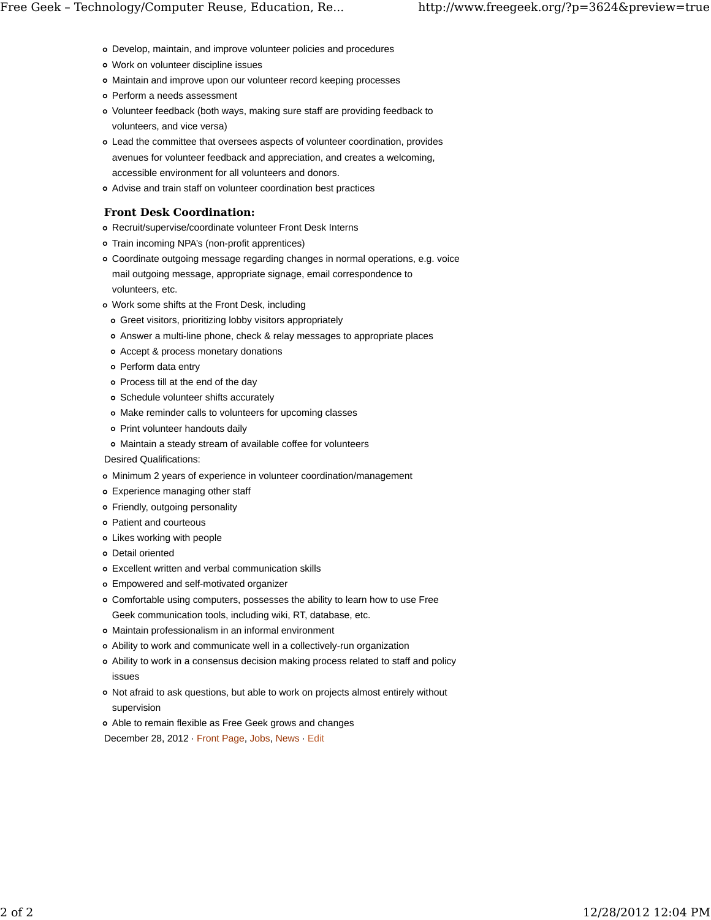- Develop, maintain, and improve volunteer policies and procedures
- Work on volunteer discipline issues
- Maintain and improve upon our volunteer record keeping processes
- Perform a needs assessment
- Volunteer feedback (both ways, making sure staff are providing feedback to volunteers, and vice versa)
- Lead the committee that oversees aspects of volunteer coordination, provides avenues for volunteer feedback and appreciation, and creates a welcoming, accessible environment for all volunteers and donors.
- Advise and train staff on volunteer coordination best practices

### Front Desk Coordination:

- Recruit/supervise/coordinate volunteer Front Desk Interns
- Train incoming NPA's (non-profit apprentices)
- Coordinate outgoing message regarding changes in normal operations, e.g. voice mail outgoing message, appropriate signage, email correspondence to volunteers, etc.
- Work some shifts at the Front Desk, including
  - Greet visitors, prioritizing lobby visitors appropriately
  - Answer a multi-line phone, check & relay messages to appropriate places
  - Accept & process monetary donations
  - Perform data entry
  - Process till at the end of the day
  - Schedule volunteer shifts accurately
  - Make reminder calls to volunteers for upcoming classes
  - Print volunteer handouts daily
  - Maintain a steady stream of available coffee for volunteers

Desired Qualifications:

- Minimum 2 years of experience in volunteer coordination/management
- Experience managing other staff
- Friendly, outgoing personality
- Patient and courteous
- Likes working with people
- Detail oriented
- Excellent written and verbal communication skills
- Empowered and self-motivated organizer
- Comfortable using computers, possesses the ability to learn how to use Free Geek communication tools, including wiki, RT, database, etc.
- Maintain professionalism in an informal environment
- Ability to work and communicate well in a collectively-run organization
- Ability to work in a consensus decision making process related to staff and policy issues
- Not afraid to ask questions, but able to work on projects almost entirely without supervision
- Able to remain flexible as Free Geek grows and changes

December 28, 2012 · Front Page, Jobs, News · Edit